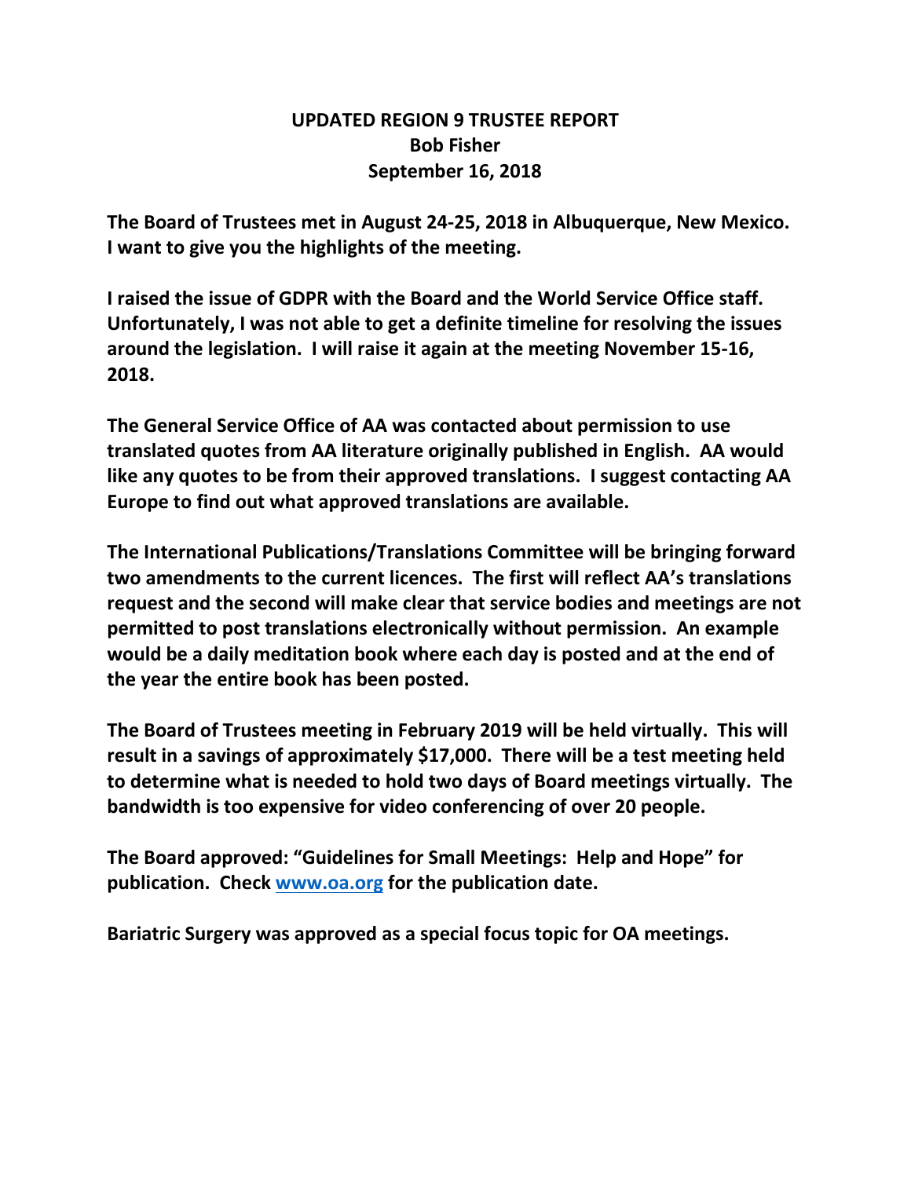# UPDATED REGION 9 TRUSTEE REPORT

**Bob Fisher**

**September 16, 2018**

**The Board of Trustees met in August 24-25, 2018 in Albuquerque, New Mexico. I want to give you the highlights of the meeting.**

**I raised the issue of GDPR with the Board and the World Service Office staff. Unfortunately, I was not able to get a definite timeline for resolving the issues around the legislation. I will raise it again at the meeting November 15-16, 2018.**

**The General Service Office of AA was contacted about permission to use translated quotes from AA literature originally published in English. AA would like any quotes to be from their approved translations. I suggest contacting AA Europe to find out what approved translations are available.**

**The International Publications/Translations Committee will be bringing forward two amendments to the current licences. The first will reflect AA's translations request and the second will make clear that service bodies and meetings are not permitted to post translations electronically without permission. An example would be a daily meditation book where each day is posted and at the end of the year the entire book has been posted.**

**The Board of Trustees meeting in February 2019 will be held virtually. This will result in a savings of approximately $17,000. There will be a test meeting held to determine what is needed to hold two days of Board meetings virtually. The bandwidth is too expensive for video conferencing of over 20 people.**

**The Board approved: "Guidelines for Small Meetings: Help and Hope" for publication. Check [www.oa.org](http://www.oa.org) for the publication date.**

**Bariatric Surgery was approved as a special focus topic for OA meetings.**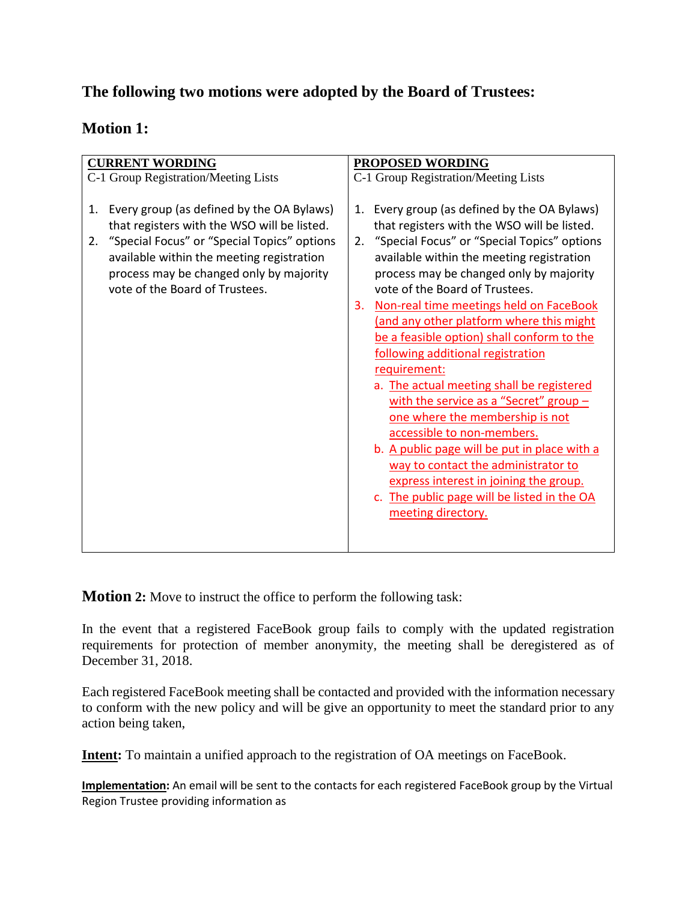## The following two motions were adopted by the Board of Trustees:

## Motion 1:

| CURRENT WORDING | PROPOSED WORDING |
|---|---|
| C-1 Group Registration/Meeting Lists<br><br>1. Every group (as defined by the OA Bylaws) that registers with the WSO will be listed.<br>2. "Special Focus" or "Special Topics" options available within the meeting registration process may be changed only by majority vote of the Board of Trustees. | C-1 Group Registration/Meeting Lists<br><br>1. Every group (as defined by the OA Bylaws) that registers with the WSO will be listed.<br>2. "Special Focus" or "Special Topics" options available within the meeting registration process may be changed only by majority vote of the Board of Trustees.<br>3. Non-real time meetings held on FaceBook (and any other platform where this might be a feasible option) shall conform to the following additional registration requirement:<br>&nbsp;&nbsp;&nbsp;a. The actual meeting shall be registered with the service as a "Secret" group – one where the membership is not accessible to non-members.<br>&nbsp;&nbsp;&nbsp;b. A public page will be put in place with a way to contact the administrator to express interest in joining the group.<br>&nbsp;&nbsp;&nbsp;c. The public page will be listed in the OA meeting directory. |

**Motion 2:** Move to instruct the office to perform the following task:

In the event that a registered FaceBook group fails to comply with the updated registration requirements for protection of member anonymity, the meeting shall be deregistered as of December 31, 2018.

Each registered FaceBook meeting shall be contacted and provided with the information necessary to conform with the new policy and will be give an opportunity to meet the standard prior to any action being taken,

**Intent:** To maintain a unified approach to the registration of OA meetings on FaceBook.

**Implementation:** An email will be sent to the contacts for each registered FaceBook group by the Virtual Region Trustee providing information as